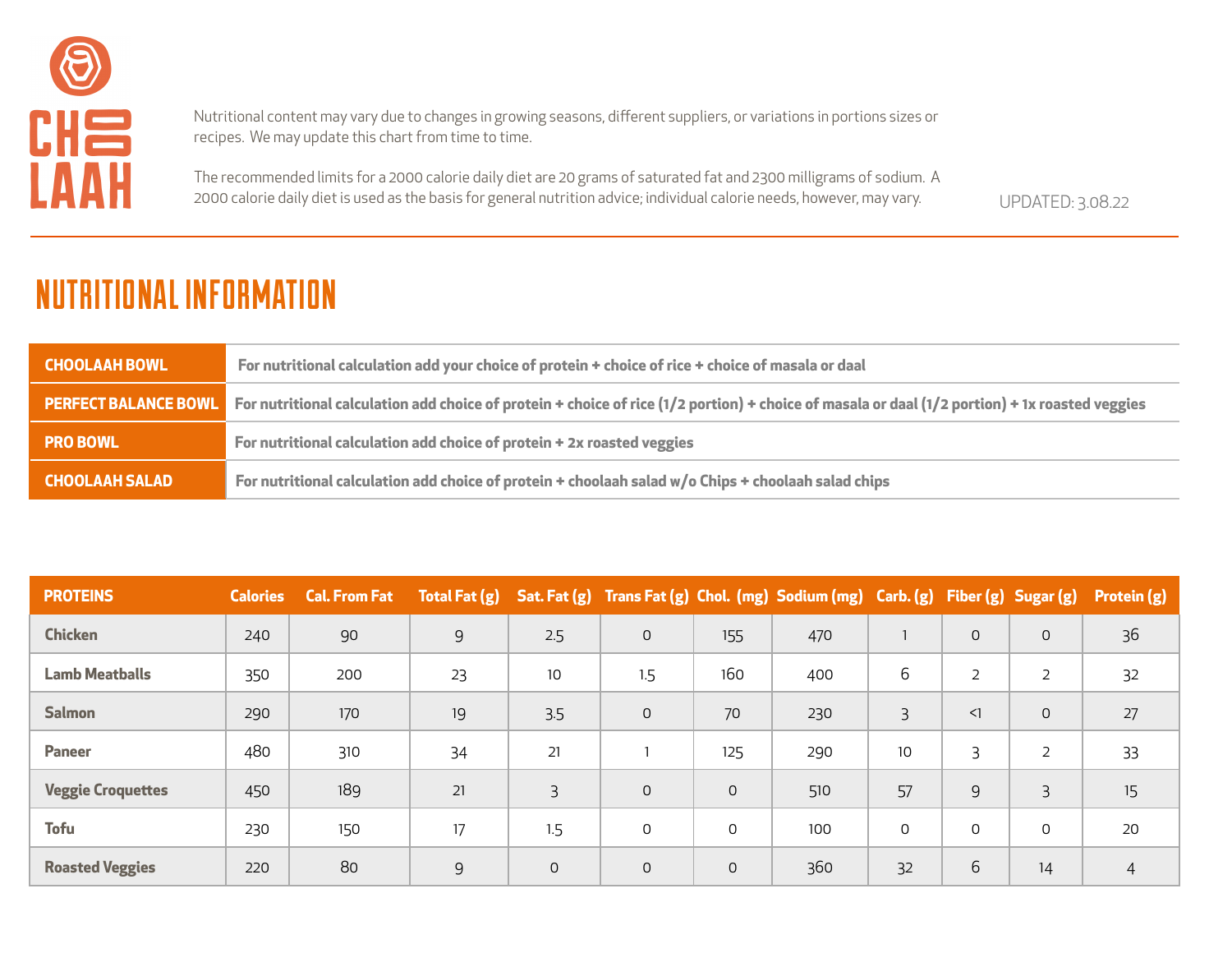CHOOLAAH

Nutritional content may vary due to changes in growing seasons, different suppliers, or variations in portions sizes or recipes. We may update this chart from time to time.

The recommended limits for a 2000 calorie daily diet are 20 grams of saturated fat and 2300 milligrams of sodium. A 2000 calorie daily diet is used as the basis for general nutrition advice; individual calorie needs, however, may vary.

UPDATED: 3.08.22

# NUTRITIONAL INFORMATION

| | |
|---|---|
| **CHOOLAAH BOWL** | **For nutritional calculation add your choice of protein + choice of rice + choice of masala or daal** |
| **PERFECT BALANCE BOWL** | **For nutritional calculation add choice of protein + choice of rice (1/2 portion) + choice of masala or daal (1/2 portion) + 1x roasted veggies** |
| **PRO BOWL** | **For nutritional calculation add choice of protein + 2x roasted veggies** |
| **CHOOLAAH SALAD** | **For nutritional calculation add choice of protein + choolaah salad w/o Chips + choolaah salad chips** |

| PROTEINS | Calories | Cal. From Fat | Total Fat (g) | Sat. Fat (g) | Trans Fat (g) | Chol. (mg) | Sodium (mg) | Carb. (g) | Fiber (g) | Sugar (g) | Protein (g) |
|---|---|---|---|---|---|---|---|---|---|---|---|
| **Chicken** | 240 | 90 | 9 | 2.5 | 0 | 155 | 470 | 1 | 0 | 0 | 36 |
| **Lamb Meatballs** | 350 | 200 | 23 | 10 | 1.5 | 160 | 400 | 6 | 2 | 2 | 32 |
| **Salmon** | 290 | 170 | 19 | 3.5 | 0 | 70 | 230 | 3 | <1 | 0 | 27 |
| **Paneer** | 480 | 310 | 34 | 21 | 1 | 125 | 290 | 10 | 3 | 2 | 33 |
| **Veggie Croquettes** | 450 | 189 | 21 | 3 | 0 | 0 | 510 | 57 | 9 | 3 | 15 |
| **Tofu** | 230 | 150 | 17 | 1.5 | 0 | 0 | 100 | 0 | 0 | 0 | 20 |
| **Roasted Veggies** | 220 | 80 | 9 | 0 | 0 | 0 | 360 | 32 | 6 | 14 | 4 |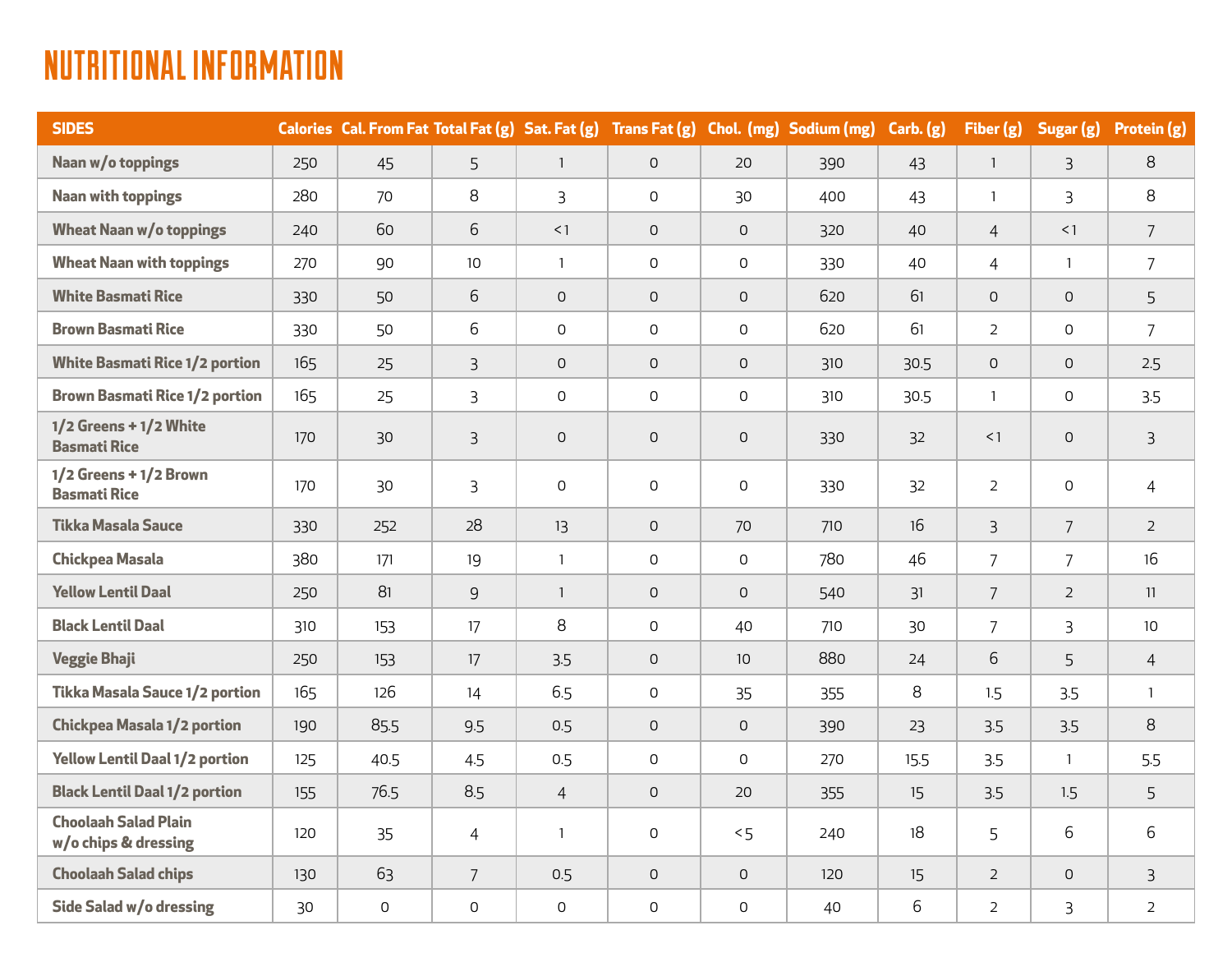# NUTRITIONAL INFORMATION

| SIDES | Calories | Cal. From Fat | Total Fat (g) | Sat. Fat (g) | Trans Fat (g) | Chol. (mg) | Sodium (mg) | Carb. (g) | Fiber (g) | Sugar (g) | Protein (g) |
|---|---|---|---|---|---|---|---|---|---|---|---|
| Naan w/o toppings | 250 | 45 | 5 | 1 | 0 | 20 | 390 | 43 | 1 | 3 | 8 |
| Naan with toppings | 280 | 70 | 8 | 3 | 0 | 30 | 400 | 43 | 1 | 3 | 8 |
| Wheat Naan w/o toppings | 240 | 60 | 6 | <1 | 0 | 0 | 320 | 40 | 4 | <1 | 7 |
| Wheat Naan with toppings | 270 | 90 | 10 | 1 | 0 | 0 | 330 | 40 | 4 | 1 | 7 |
| White Basmati Rice | 330 | 50 | 6 | 0 | 0 | 0 | 620 | 61 | 0 | 0 | 5 |
| Brown Basmati Rice | 330 | 50 | 6 | 0 | 0 | 0 | 620 | 61 | 2 | 0 | 7 |
| White Basmati Rice 1/2 portion | 165 | 25 | 3 | 0 | 0 | 0 | 310 | 30.5 | 0 | 0 | 2.5 |
| Brown Basmati Rice 1/2 portion | 165 | 25 | 3 | 0 | 0 | 0 | 310 | 30.5 | 1 | 0 | 3.5 |
| 1/2 Greens + 1/2 White Basmati Rice | 170 | 30 | 3 | 0 | 0 | 0 | 330 | 32 | <1 | 0 | 3 |
| 1/2 Greens + 1/2 Brown Basmati Rice | 170 | 30 | 3 | 0 | 0 | 0 | 330 | 32 | 2 | 0 | 4 |
| Tikka Masala Sauce | 330 | 252 | 28 | 13 | 0 | 70 | 710 | 16 | 3 | 7 | 2 |
| Chickpea Masala | 380 | 171 | 19 | 1 | 0 | 0 | 780 | 46 | 7 | 7 | 16 |
| Yellow Lentil Daal | 250 | 81 | 9 | 1 | 0 | 0 | 540 | 31 | 7 | 2 | 11 |
| Black Lentil Daal | 310 | 153 | 17 | 8 | 0 | 40 | 710 | 30 | 7 | 3 | 10 |
| Veggie Bhaji | 250 | 153 | 17 | 3.5 | 0 | 10 | 880 | 24 | 6 | 5 | 4 |
| Tikka Masala Sauce 1/2 portion | 165 | 126 | 14 | 6.5 | 0 | 35 | 355 | 8 | 1.5 | 3.5 | 1 |
| Chickpea Masala 1/2 portion | 190 | 85.5 | 9.5 | 0.5 | 0 | 0 | 390 | 23 | 3.5 | 3.5 | 8 |
| Yellow Lentil Daal 1/2 portion | 125 | 40.5 | 4.5 | 0.5 | 0 | 0 | 270 | 15.5 | 3.5 | 1 | 5.5 |
| Black Lentil Daal 1/2 portion | 155 | 76.5 | 8.5 | 4 | 0 | 20 | 355 | 15 | 3.5 | 1.5 | 5 |
| Choolaah Salad Plain w/o chips & dressing | 120 | 35 | 4 | 1 | 0 | <5 | 240 | 18 | 5 | 6 | 6 |
| Choolaah Salad chips | 130 | 63 | 7 | 0.5 | 0 | 0 | 120 | 15 | 2 | 0 | 3 |
| Side Salad w/o dressing | 30 | 0 | 0 | 0 | 0 | 0 | 40 | 6 | 2 | 3 | 2 |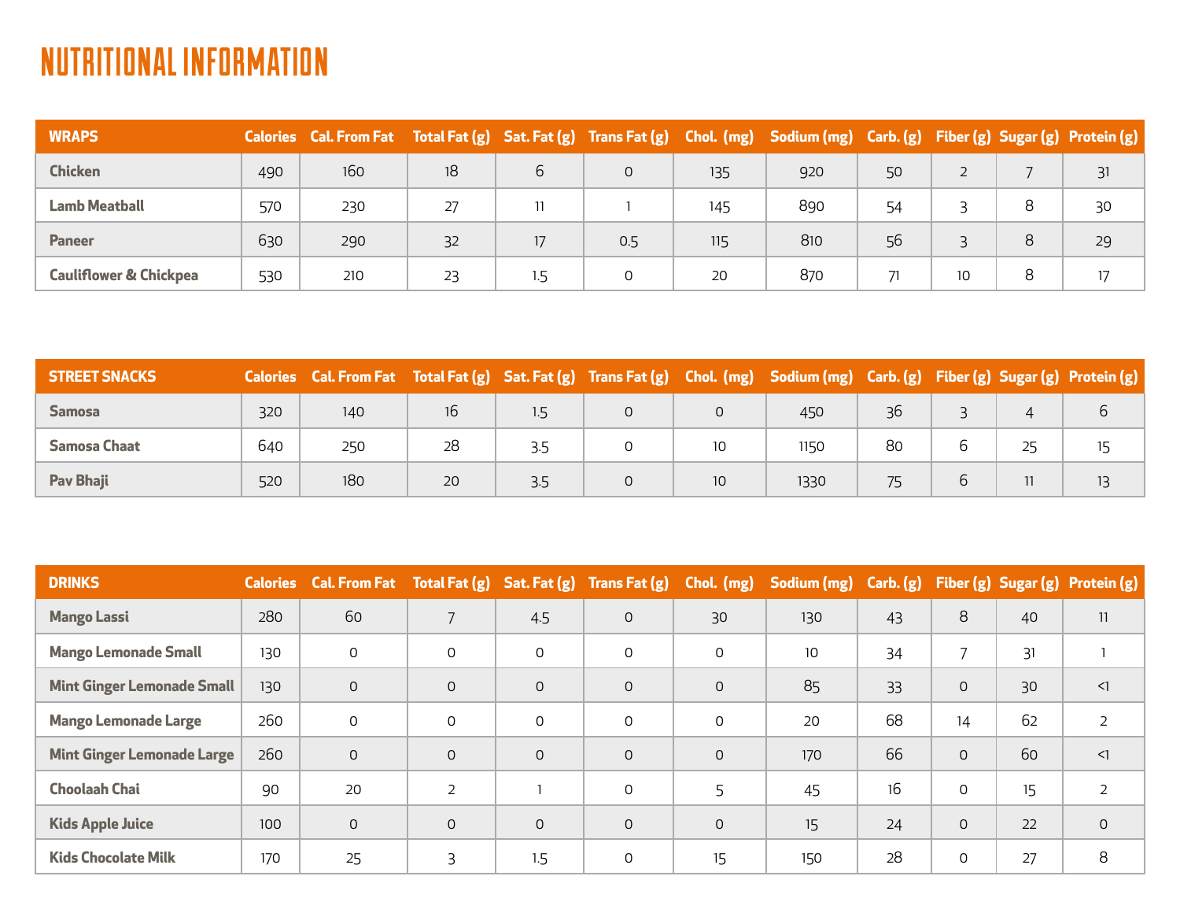# NUTRITIONAL INFORMATION

| WRAPS | Calories | Cal. From Fat | Total Fat (g) | Sat. Fat (g) | Trans Fat (g) | Chol. (mg) | Sodium (mg) | Carb. (g) | Fiber (g) | Sugar (g) | Protein (g) |
|---|---|---|---|---|---|---|---|---|---|---|---|
| **Chicken** | 490 | 160 | 18 | 6 | 0 | 135 | 920 | 50 | 2 | 7 | 31 |
| **Lamb Meatball** | 570 | 230 | 27 | 11 | 1 | 145 | 890 | 54 | 3 | 8 | 30 |
| **Paneer** | 630 | 290 | 32 | 17 | 0.5 | 115 | 810 | 56 | 3 | 8 | 29 |
| **Cauliflower & Chickpea** | 530 | 210 | 23 | 1.5 | 0 | 20 | 870 | 71 | 10 | 8 | 17 |

| STREET SNACKS | Calories | Cal. From Fat | Total Fat (g) | Sat. Fat (g) | Trans Fat (g) | Chol. (mg) | Sodium (mg) | Carb. (g) | Fiber (g) | Sugar (g) | Protein (g) |
|---|---|---|---|---|---|---|---|---|---|---|---|
| **Samosa** | 320 | 140 | 16 | 1.5 | 0 | 0 | 450 | 36 | 3 | 4 | 6 |
| **Samosa Chaat** | 640 | 250 | 28 | 3.5 | 0 | 10 | 1150 | 80 | 6 | 25 | 15 |
| **Pav Bhaji** | 520 | 180 | 20 | 3.5 | 0 | 10 | 1330 | 75 | 6 | 11 | 13 |

| DRINKS | Calories | Cal. From Fat | Total Fat (g) | Sat. Fat (g) | Trans Fat (g) | Chol. (mg) | Sodium (mg) | Carb. (g) | Fiber (g) | Sugar (g) | Protein (g) |
|---|---|---|---|---|---|---|---|---|---|---|---|
| **Mango Lassi** | 280 | 60 | 7 | 4.5 | 0 | 30 | 130 | 43 | 8 | 40 | 11 |
| **Mango Lemonade Small** | 130 | 0 | 0 | 0 | 0 | 0 | 10 | 34 | 7 | 31 | 1 |
| **Mint Ginger Lemonade Small** | 130 | 0 | 0 | 0 | 0 | 0 | 85 | 33 | 0 | 30 | <1 |
| **Mango Lemonade Large** | 260 | 0 | 0 | 0 | 0 | 0 | 20 | 68 | 14 | 62 | 2 |
| **Mint Ginger Lemonade Large** | 260 | 0 | 0 | 0 | 0 | 0 | 170 | 66 | 0 | 60 | <1 |
| **Choolaah Chai** | 90 | 20 | 2 | 1 | 0 | 5 | 45 | 16 | 0 | 15 | 2 |
| **Kids Apple Juice** | 100 | 0 | 0 | 0 | 0 | 0 | 15 | 24 | 0 | 22 | 0 |
| **Kids Chocolate Milk** | 170 | 25 | 3 | 1.5 | 0 | 15 | 150 | 28 | 0 | 27 | 8 |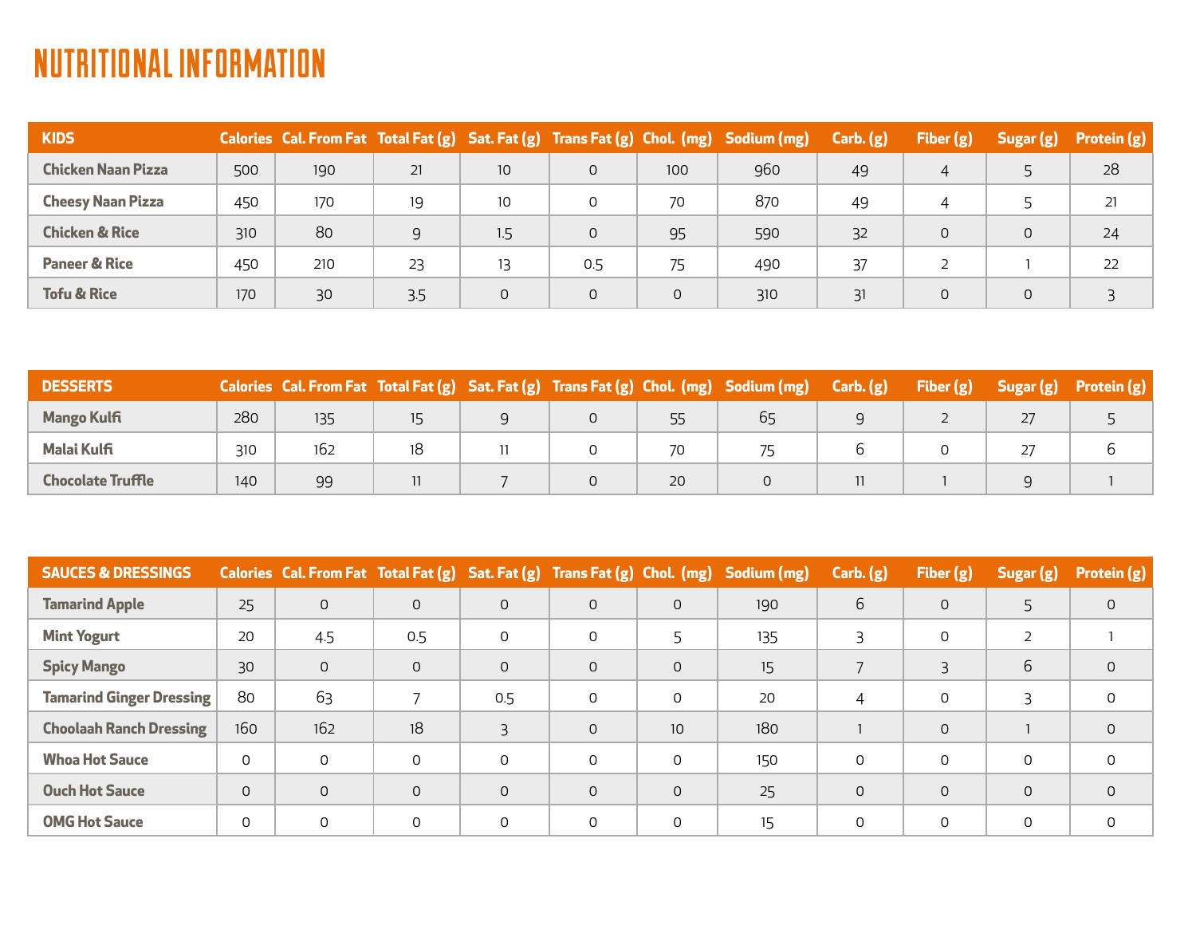# NUTRITIONAL INFORMATION

| KIDS | Calories | Cal. From Fat | Total Fat (g) | Sat. Fat (g) | Trans Fat (g) | Chol. (mg) | Sodium (mg) | Carb. (g) | Fiber (g) | Sugar (g) | Protein (g) |
|---|---|---|---|---|---|---|---|---|---|---|---|
| Chicken Naan Pizza | 500 | 190 | 21 | 10 | 0 | 100 | 960 | 49 | 4 | 5 | 28 |
| Cheesy Naan Pizza | 450 | 170 | 19 | 10 | 0 | 70 | 870 | 49 | 4 | 5 | 21 |
| Chicken & Rice | 310 | 80 | 9 | 1.5 | 0 | 95 | 590 | 32 | 0 | 0 | 24 |
| Paneer & Rice | 450 | 210 | 23 | 13 | 0.5 | 75 | 490 | 37 | 2 | 1 | 22 |
| Tofu & Rice | 170 | 30 | 3.5 | 0 | 0 | 0 | 310 | 31 | 0 | 0 | 3 |

| DESSERTS | Calories | Cal. From Fat | Total Fat (g) | Sat. Fat (g) | Trans Fat (g) | Chol. (mg) | Sodium (mg) | Carb. (g) | Fiber (g) | Sugar (g) | Protein (g) |
|---|---|---|---|---|---|---|---|---|---|---|---|
| Mango Kulfi | 280 | 135 | 15 | 9 | 0 | 55 | 65 | 9 | 2 | 27 | 5 |
| Malai Kulfi | 310 | 162 | 18 | 11 | 0 | 70 | 75 | 6 | 0 | 27 | 6 |
| Chocolate Truffle | 140 | 99 | 11 | 7 | 0 | 20 | 0 | 11 | 1 | 9 | 1 |

| SAUCES & DRESSINGS | Calories | Cal. From Fat | Total Fat (g) | Sat. Fat (g) | Trans Fat (g) | Chol. (mg) | Sodium (mg) | Carb. (g) | Fiber (g) | Sugar (g) | Protein (g) |
|---|---|---|---|---|---|---|---|---|---|---|---|
| Tamarind Apple | 25 | 0 | 0 | 0 | 0 | 0 | 190 | 6 | 0 | 5 | 0 |
| Mint Yogurt | 20 | 4.5 | 0.5 | 0 | 0 | 5 | 135 | 3 | 0 | 2 | 1 |
| Spicy Mango | 30 | 0 | 0 | 0 | 0 | 0 | 15 | 7 | 3 | 6 | 0 |
| Tamarind Ginger Dressing | 80 | 63 | 7 | 0.5 | 0 | 0 | 20 | 4 | 0 | 3 | 0 |
| Choolaah Ranch Dressing | 160 | 162 | 18 | 3 | 0 | 10 | 180 | 1 | 0 | 1 | 0 |
| Whoa Hot Sauce | 0 | 0 | 0 | 0 | 0 | 0 | 150 | 0 | 0 | 0 | 0 |
| Ouch Hot Sauce | 0 | 0 | 0 | 0 | 0 | 0 | 25 | 0 | 0 | 0 | 0 |
| OMG Hot Sauce | 0 | 0 | 0 | 0 | 0 | 0 | 15 | 0 | 0 | 0 | 0 |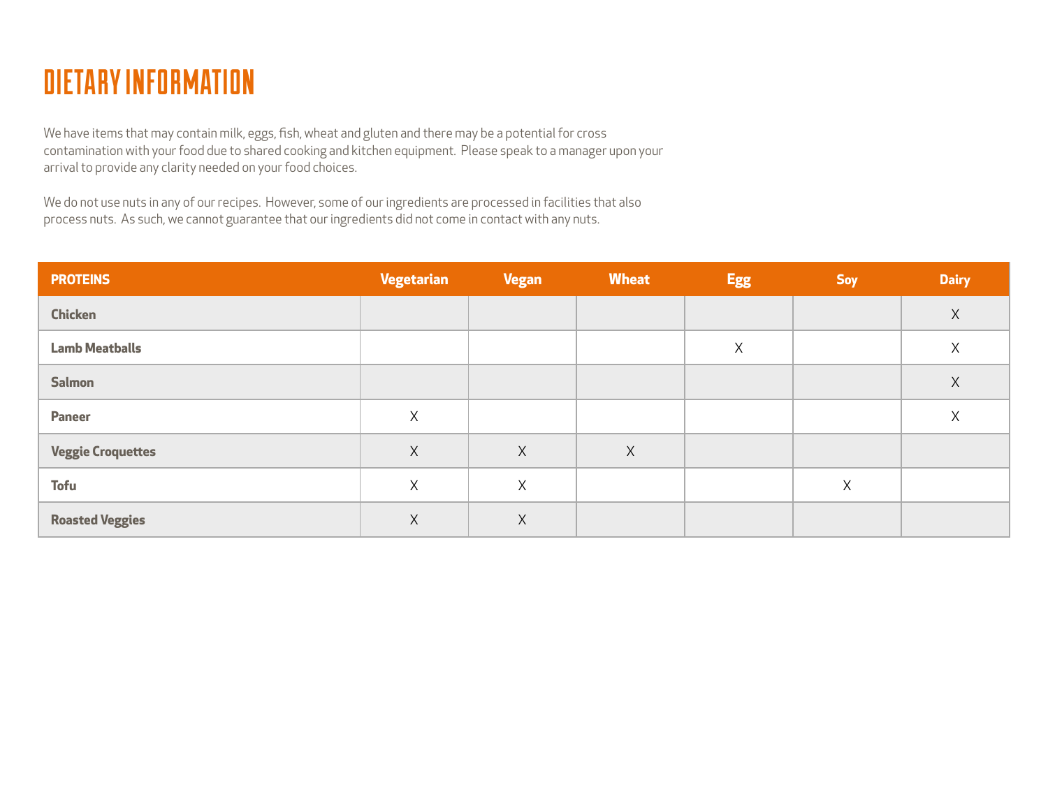# DIETARY INFORMATION

We have items that may contain milk, eggs, fish, wheat and gluten and there may be a potential for cross contamination with your food due to shared cooking and kitchen equipment. Please speak to a manager upon your arrival to provide any clarity needed on your food choices.

We do not use nuts in any of our recipes. However, some of our ingredients are processed in facilities that also process nuts. As such, we cannot guarantee that our ingredients did not come in contact with any nuts.

| PROTEINS | Vegetarian | Vegan | Wheat | Egg | Soy | Dairy |
|---|---|---|---|---|---|---|
| **Chicken** | | | | | | X |
| **Lamb Meatballs** | | | | X | | X |
| **Salmon** | | | | | | X |
| **Paneer** | X | | | | | X |
| **Veggie Croquettes** | X | X | X | | | |
| **Tofu** | X | X | | | X | |
| **Roasted Veggies** | X | X | | | | |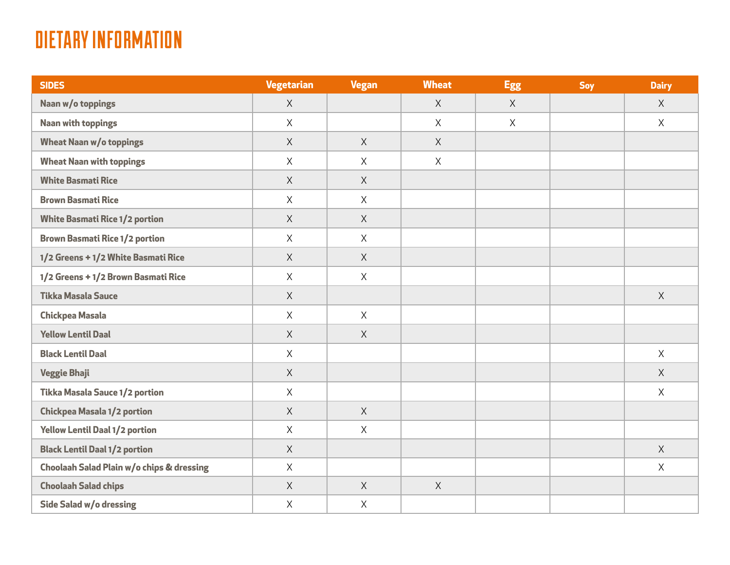# DIETARY INFORMATION

| SIDES | Vegetarian | Vegan | Wheat | Egg | Soy | Dairy |
|---|---|---|---|---|---|---|
| Naan w/o toppings | X | | X | X | | X |
| Naan with toppings | X | | X | X | | X |
| Wheat Naan w/o toppings | X | X | X | | | |
| Wheat Naan with toppings | X | X | X | | | |
| White Basmati Rice | X | X | | | | |
| Brown Basmati Rice | X | X | | | | |
| White Basmati Rice 1/2 portion | X | X | | | | |
| Brown Basmati Rice 1/2 portion | X | X | | | | |
| 1/2 Greens + 1/2 White Basmati Rice | X | X | | | | |
| 1/2 Greens + 1/2 Brown Basmati Rice | X | X | | | | |
| Tikka Masala Sauce | X | | | | | X |
| Chickpea Masala | X | X | | | | |
| Yellow Lentil Daal | X | X | | | | |
| Black Lentil Daal | X | | | | | X |
| Veggie Bhaji | X | | | | | X |
| Tikka Masala Sauce 1/2 portion | X | | | | | X |
| Chickpea Masala 1/2 portion | X | X | | | | |
| Yellow Lentil Daal 1/2 portion | X | X | | | | |
| Black Lentil Daal 1/2 portion | X | | | | | X |
| Choolaah Salad Plain w/o chips & dressing | X | | | | | X |
| Choolaah Salad chips | X | X | X | | | |
| Side Salad w/o dressing | X | X | | | | |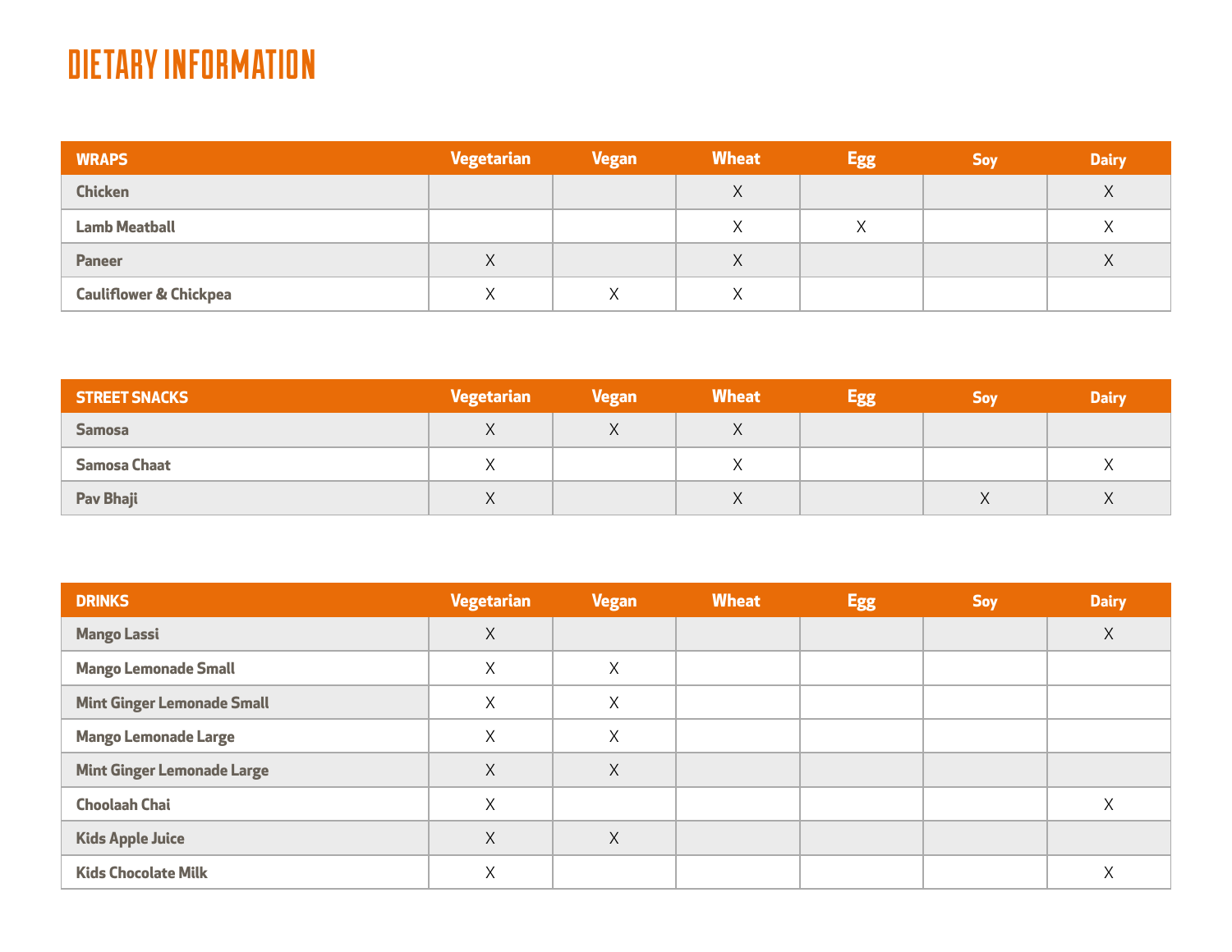# DIETARY INFORMATION

| WRAPS | Vegetarian | Vegan | Wheat | Egg | Soy | Dairy |
|---|---|---|---|---|---|---|
| Chicken | | | X | | | X |
| Lamb Meatball | | | X | X | | X |
| Paneer | X | | X | | | X |
| Cauliflower & Chickpea | X | X | X | | | |

| STREET SNACKS | Vegetarian | Vegan | Wheat | Egg | Soy | Dairy |
|---|---|---|---|---|---|---|
| Samosa | X | X | X | | | |
| Samosa Chaat | X | | X | | | X |
| Pav Bhaji | X | | X | | X | X |

| DRINKS | Vegetarian | Vegan | Wheat | Egg | Soy | Dairy |
|---|---|---|---|---|---|---|
| Mango Lassi | X | | | | | X |
| Mango Lemonade Small | X | X | | | | |
| Mint Ginger Lemonade Small | X | X | | | | |
| Mango Lemonade Large | X | X | | | | |
| Mint Ginger Lemonade Large | X | X | | | | |
| Choolaah Chai | X | | | | | X |
| Kids Apple Juice | X | X | | | | |
| Kids Chocolate Milk | X | | | | | X |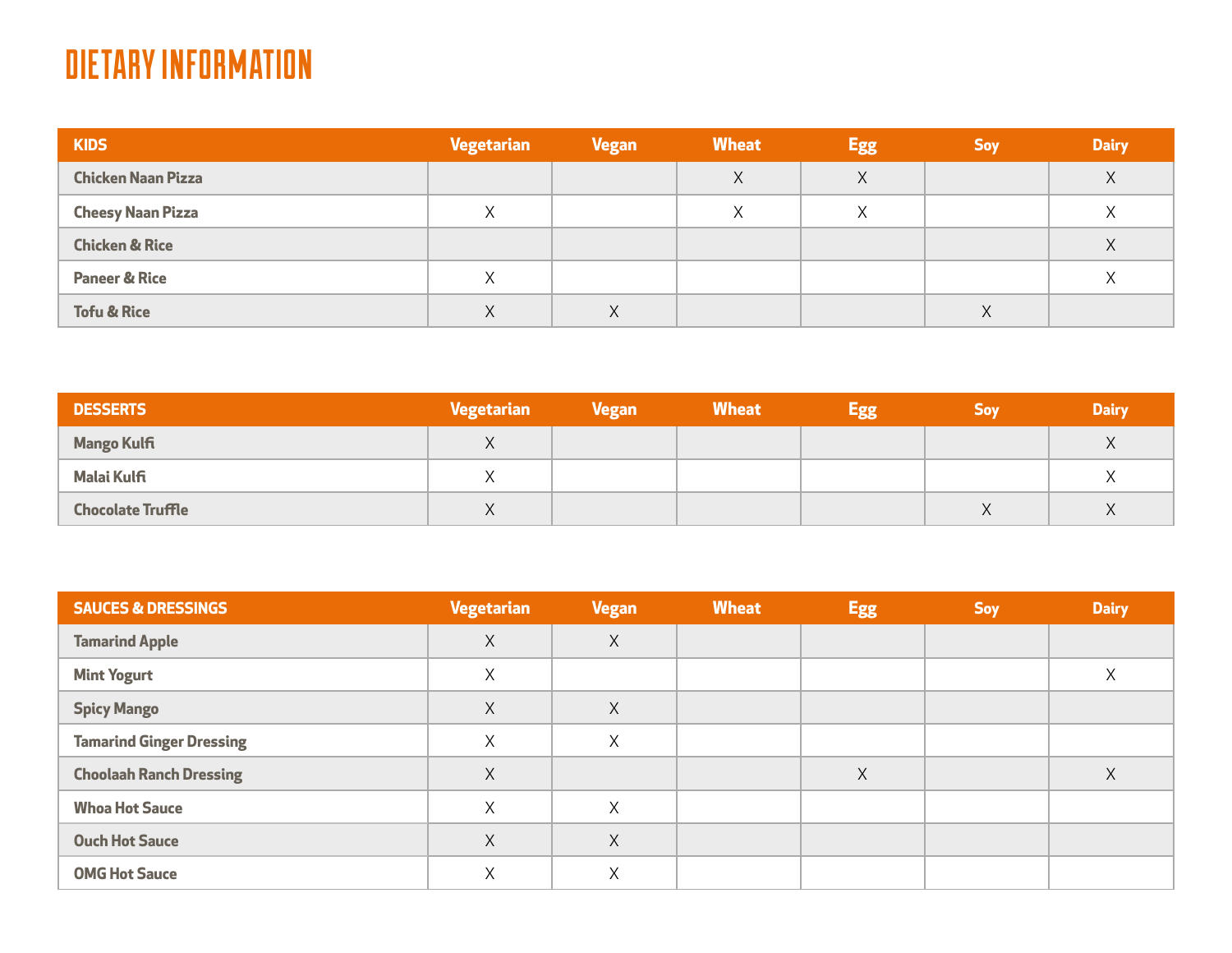# DIETARY INFORMATION

| KIDS | Vegetarian | Vegan | Wheat | Egg | Soy | Dairy |
|---|---|---|---|---|---|---|
| Chicken Naan Pizza | | | X | X | | X |
| Cheesy Naan Pizza | X | | X | X | | X |
| Chicken & Rice | | | | | | X |
| Paneer & Rice | X | | | | | X |
| Tofu & Rice | X | X | | | X | |

| DESSERTS | Vegetarian | Vegan | Wheat | Egg | Soy | Dairy |
|---|---|---|---|---|---|---|
| Mango Kulfi | X | | | | | X |
| Malai Kulfi | X | | | | | X |
| Chocolate Truffle | X | | | | X | X |

| SAUCES & DRESSINGS | Vegetarian | Vegan | Wheat | Egg | Soy | Dairy |
|---|---|---|---|---|---|---|
| Tamarind Apple | X | X | | | | |
| Mint Yogurt | X | | | | | X |
| Spicy Mango | X | X | | | | |
| Tamarind Ginger Dressing | X | X | | | | |
| Choolaah Ranch Dressing | X | | | X | | X |
| Whoa Hot Sauce | X | X | | | | |
| Ouch Hot Sauce | X | X | | | | |
| OMG Hot Sauce | X | X | | | | |